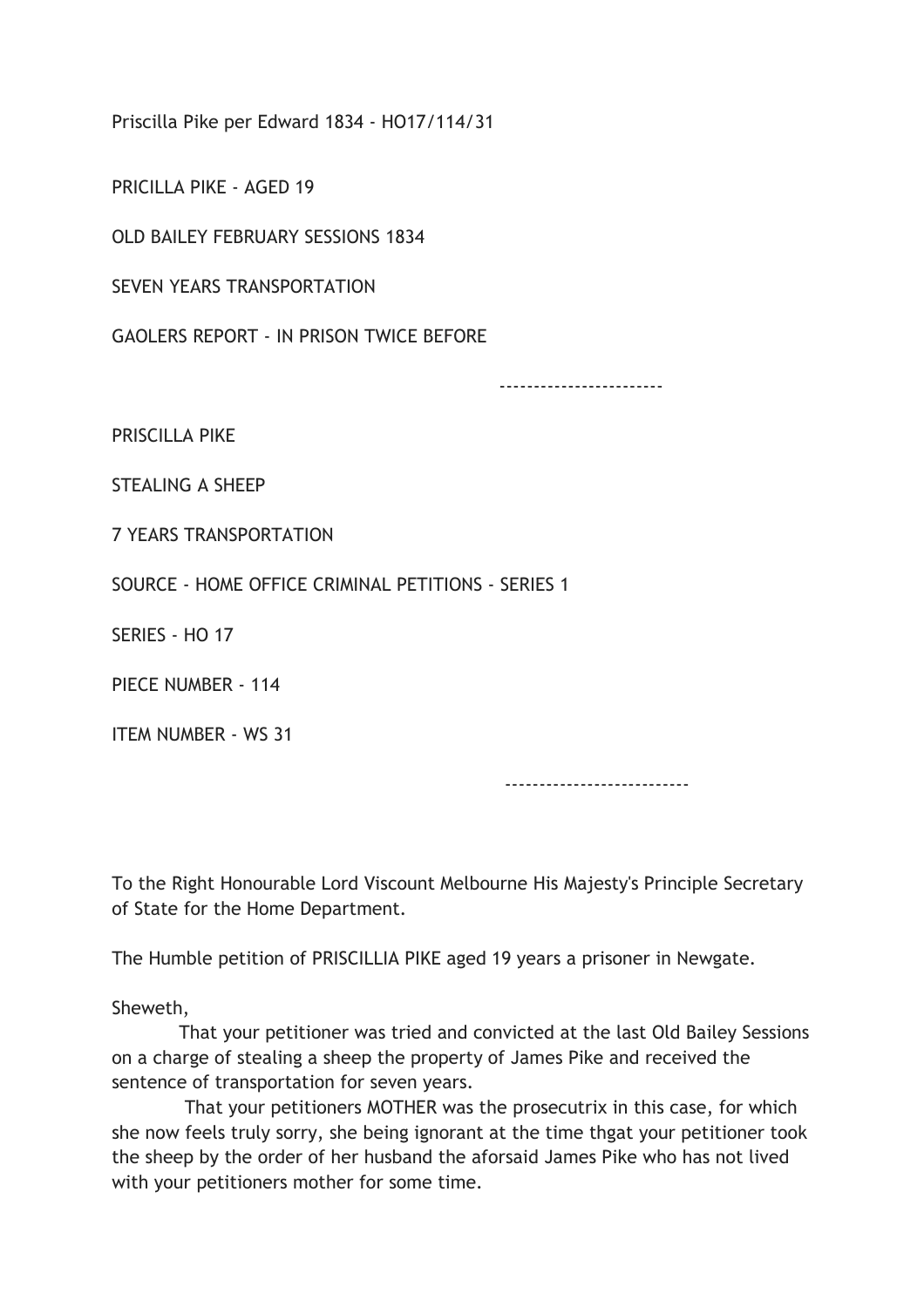Priscilla Pike per Edward 1834 - HO17/114/31

PRICILLA PIKE - AGED 19

OLD BAILEY FEBRUARY SESSIONS 1834

SEVEN YEARS TRANSPORTATION

GAOLERS REPORT - IN PRISON TWICE BEFORE

------------------------

PRISCILLA PIKE

STEALING A SHEEP

7 YEARS TRANSPORTATION

SOURCE - HOME OFFICE CRIMINAL PETITIONS - SERIES 1

SERIES - HO 17

PIECE NUMBER - 114

ITEM NUMBER - WS 31

---------------------------

To the Right Honourable Lord Viscount Melbourne His Majesty's Principle Secretary of State for the Home Department.

The Humble petition of PRISCILLIA PIKE aged 19 years a prisoner in Newgate.

Sheweth,

That your petitioner was tried and convicted at the last Old Bailey Sessions on a charge of stealing a sheep the property of James Pike and received the sentence of transportation for seven years.

That your petitioners MOTHER was the prosecutrix in this case, for which she now feels truly sorry, she being ignorant at the time thgat your petitioner took the sheep by the order of her husband the aforsaid James Pike who has not lived with your petitioners mother for some time.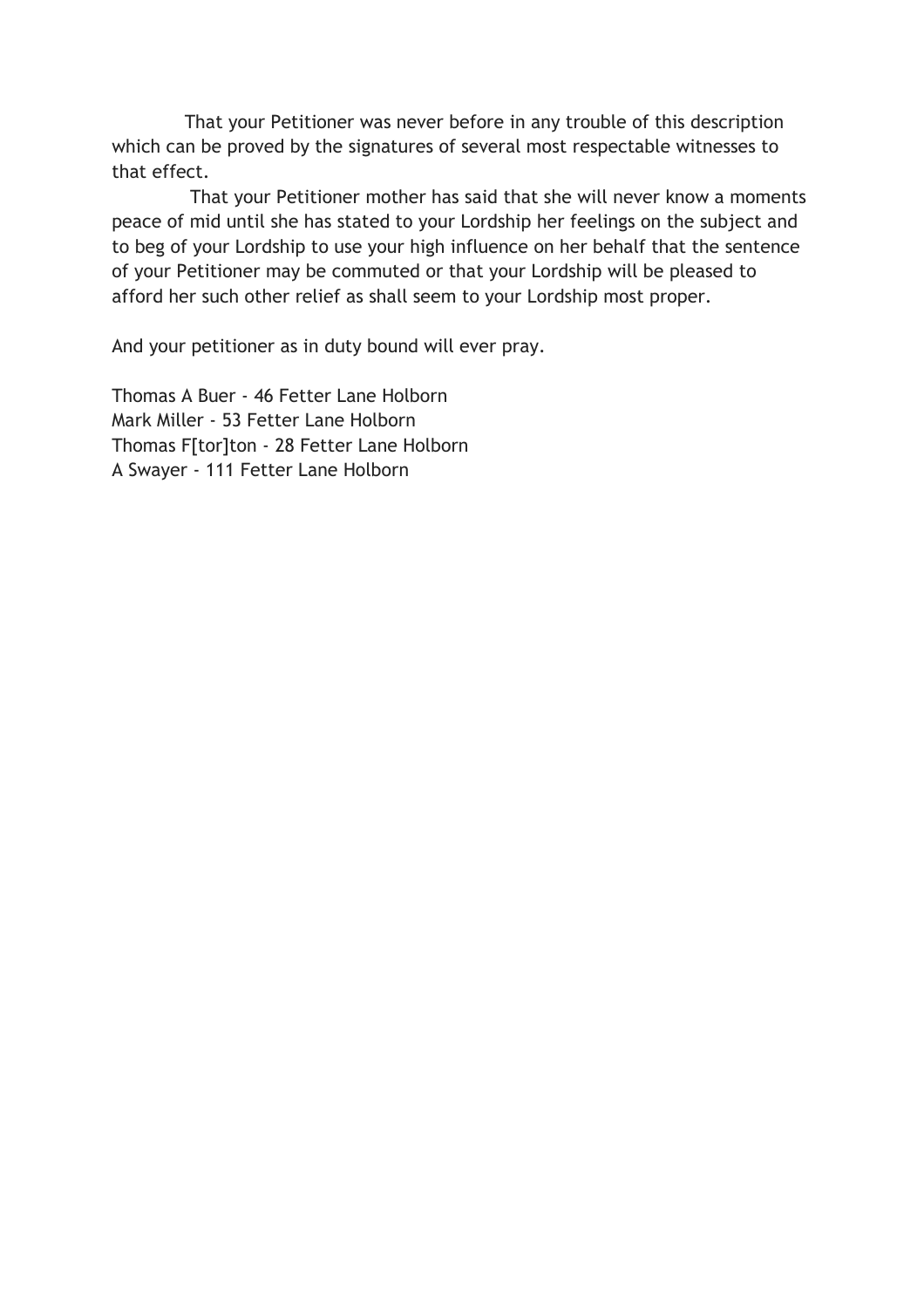That your Petitioner was never before in any trouble of this description which can be proved by the signatures of several most respectable witnesses to that effect.

That your Petitioner mother has said that she will never know a moments peace of mid until she has stated to your Lordship her feelings on the subject and to beg of your Lordship to use your high influence on her behalf that the sentence of your Petitioner may be commuted or that your Lordship will be pleased to afford her such other relief as shall seem to your Lordship most proper.

And your petitioner as in duty bound will ever pray.

Thomas A Buer - 46 Fetter Lane Holborn
Mark Miller - 53 Fetter Lane Holborn
Thomas F[tor]ton - 28 Fetter Lane Holborn
A Swayer - 111 Fetter Lane Holborn